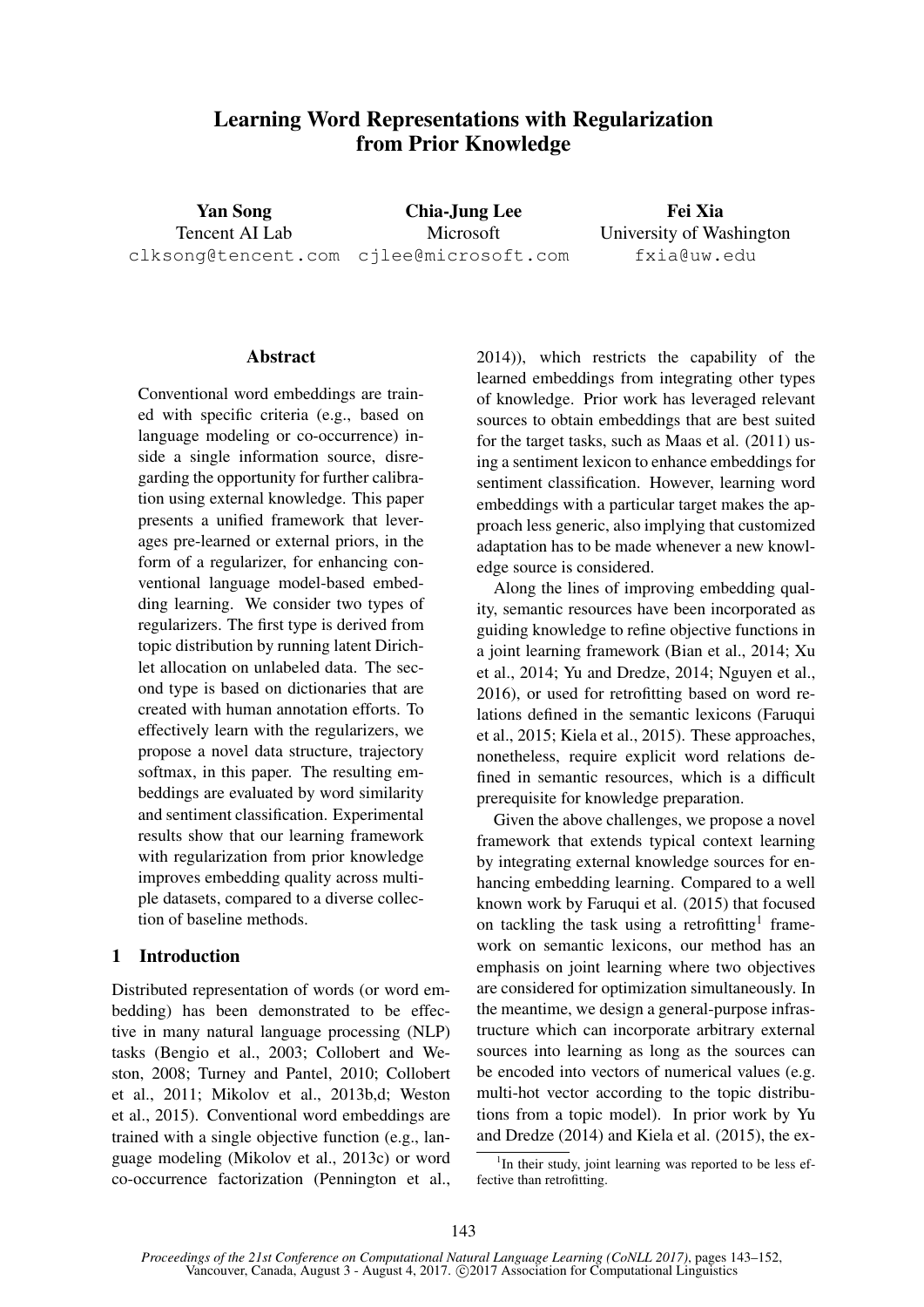# Learning Word Representations with Regularization from Prior Knowledge

**Yan Song**
Tencent AI Lab
clksong@tencent.com

**Chia-Jung Lee**
Microsoft
cjlee@microsoft.com

**Fei Xia**
University of Washington
fxia@uw.edu

## Abstract

Conventional word embeddings are trained with specific criteria (e.g., based on language modeling or co-occurrence) inside a single information source, disregarding the opportunity for further calibration using external knowledge. This paper presents a unified framework that leverages pre-learned or external priors, in the form of a regularizer, for enhancing conventional language model-based embedding learning. We consider two types of regularizers. The first type is derived from topic distribution by running latent Dirichlet allocation on unlabeled data. The second type is based on dictionaries that are created with human annotation efforts. To effectively learn with the regularizers, we propose a novel data structure, trajectory softmax, in this paper. The resulting embeddings are evaluated by word similarity and sentiment classification. Experimental results show that our learning framework with regularization from prior knowledge improves embedding quality across multiple datasets, compared to a diverse collection of baseline methods.

## 1 Introduction

Distributed representation of words (or word embedding) has been demonstrated to be effective in many natural language processing (NLP) tasks (Bengio et al., 2003; Collobert and Weston, 2008; Turney and Pantel, 2010; Collobert et al., 2011; Mikolov et al., 2013b,d; Weston et al., 2015). Conventional word embeddings are trained with a single objective function (e.g., language modeling (Mikolov et al., 2013c) or word co-occurrence factorization (Pennington et al., 2014)), which restricts the capability of the learned embeddings from integrating other types of knowledge. Prior work has leveraged relevant sources to obtain embeddings that are best suited for the target tasks, such as Maas et al. (2011) using a sentiment lexicon to enhance embeddings for sentiment classification. However, learning word embeddings with a particular target makes the approach less generic, also implying that customized adaptation has to be made whenever a new knowledge source is considered.

Along the lines of improving embedding quality, semantic resources have been incorporated as guiding knowledge to refine objective functions in a joint learning framework (Bian et al., 2014; Xu et al., 2014; Yu and Dredze, 2014; Nguyen et al., 2016), or used for retrofitting based on word relations defined in the semantic lexicons (Faruqui et al., 2015; Kiela et al., 2015). These approaches, nonetheless, require explicit word relations defined in semantic resources, which is a difficult prerequisite for knowledge preparation.

Given the above challenges, we propose a novel framework that extends typical context learning by integrating external knowledge sources for enhancing embedding learning. Compared to a well known work by Faruqui et al. (2015) that focused on tackling the task using a retrofitting[1] framework on semantic lexicons, our method has an emphasis on joint learning where two objectives are considered for optimization simultaneously. In the meantime, we design a general-purpose infrastructure which can incorporate arbitrary external sources into learning as long as the sources can be encoded into vectors of numerical values (e.g. multi-hot vector according to the topic distributions from a topic model). In prior work by Yu and Dredze (2014) and Kiela et al. (2015), the ex-

[1] In their study, joint learning was reported to be less effective than retrofitting.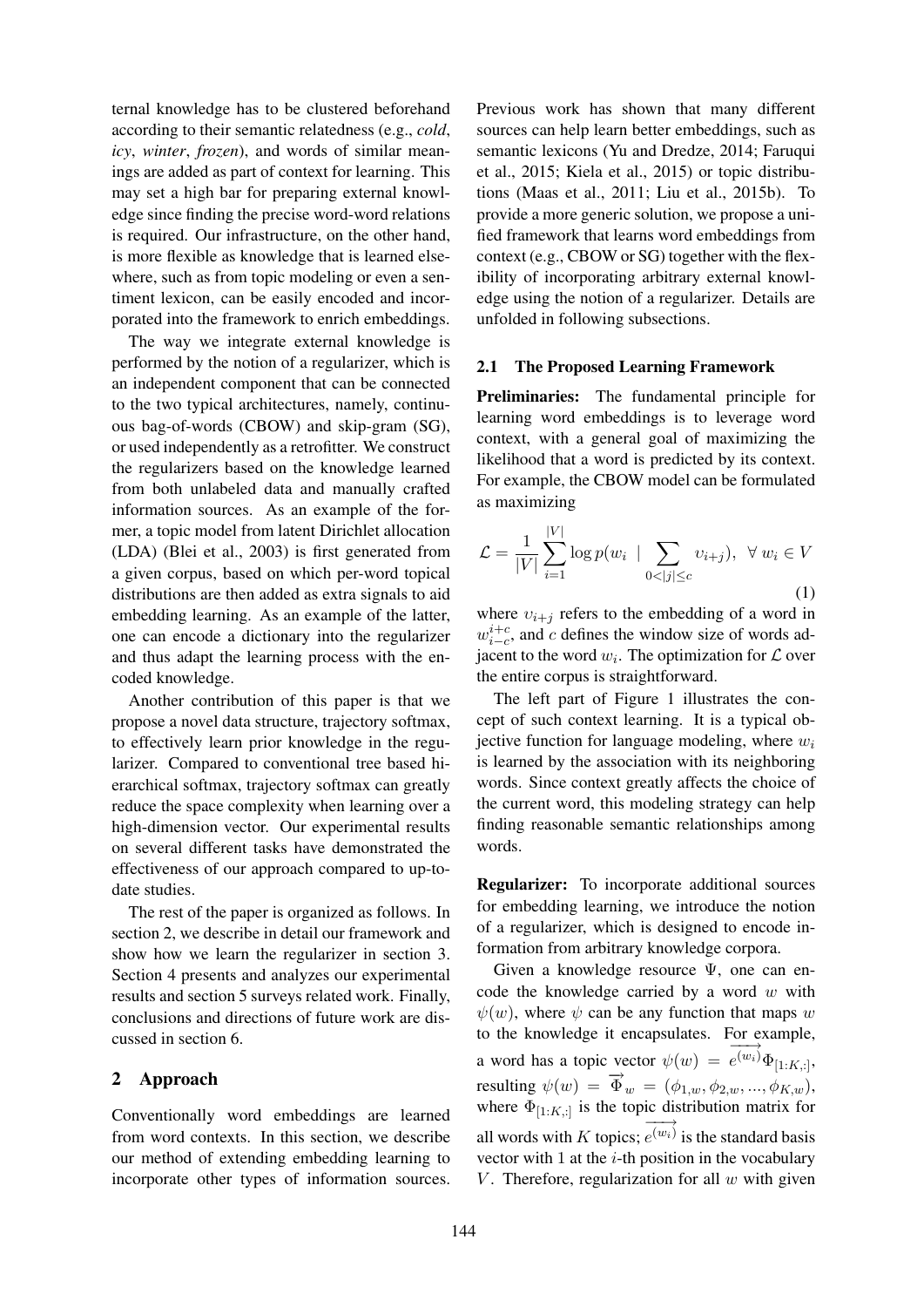ternal knowledge has to be clustered beforehand according to their semantic relatedness (e.g., *cold*, *icy*, *winter*, *frozen*), and words of similar meanings are added as part of context for learning. This may set a high bar for preparing external knowledge since finding the precise word-word relations is required. Our infrastructure, on the other hand, is more flexible as knowledge that is learned elsewhere, such as from topic modeling or even a sentiment lexicon, can be easily encoded and incorporated into the framework to enrich embeddings.

The way we integrate external knowledge is performed by the notion of a regularizer, which is an independent component that can be connected to the two typical architectures, namely, continuous bag-of-words (CBOW) and skip-gram (SG), or used independently as a retrofitter. We construct the regularizers based on the knowledge learned from both unlabeled data and manually crafted information sources. As an example of the former, a topic model from latent Dirichlet allocation (LDA) (Blei et al., 2003) is first generated from a given corpus, based on which per-word topical distributions are then added as extra signals to aid embedding learning. As an example of the latter, one can encode a dictionary into the regularizer and thus adapt the learning process with the encoded knowledge.

Another contribution of this paper is that we propose a novel data structure, trajectory softmax, to effectively learn prior knowledge in the regularizer. Compared to conventional tree based hierarchical softmax, trajectory softmax can greatly reduce the space complexity when learning over a high-dimension vector. Our experimental results on several different tasks have demonstrated the effectiveness of our approach compared to up-to-date studies.

The rest of the paper is organized as follows. In section 2, we describe in detail our framework and show how we learn the regularizer in section 3. Section 4 presents and analyzes our experimental results and section 5 surveys related work. Finally, conclusions and directions of future work are discussed in section 6.

## 2 Approach

Conventionally word embeddings are learned from word contexts. In this section, we describe our method of extending embedding learning to incorporate other types of information sources. Previous work has shown that many different sources can help learn better embeddings, such as semantic lexicons (Yu and Dredze, 2014; Faruqui et al., 2015; Kiela et al., 2015) or topic distributions (Maas et al., 2011; Liu et al., 2015b). To provide a more generic solution, we propose a unified framework that learns word embeddings from context (e.g., CBOW or SG) together with the flexibility of incorporating arbitrary external knowledge using the notion of a regularizer. Details are unfolded in following subsections.

### 2.1 The Proposed Learning Framework

**Preliminaries:** The fundamental principle for learning word embeddings is to leverage word context, with a general goal of maximizing the likelihood that a word is predicted by its context. For example, the CBOW model can be formulated as maximizing

$$\mathcal{L} = \frac{1}{|V|} \sum_{i=1}^{|V|} \log p(w_i \mid \sum_{0<|j|\leq c} \upsilon_{i+j}), \;\; \forall \; w_i \in V \tag{1}$$

where $\upsilon_{i+j}$ refers to the embedding of a word in $w_{i-c}^{i+c}$, and $c$ defines the window size of words adjacent to the word $w_i$. The optimization for $\mathcal{L}$ over the entire corpus is straightforward.

The left part of Figure 1 illustrates the concept of such context learning. It is a typical objective function for language modeling, where $w_i$ is learned by the association with its neighboring words. Since context greatly affects the choice of the current word, this modeling strategy can help finding reasonable semantic relationships among words.

**Regularizer:** To incorporate additional sources for embedding learning, we introduce the notion of a regularizer, which is designed to encode information from arbitrary knowledge corpora.

Given a knowledge resource $\Psi$, one can encode the knowledge carried by a word $w$ with $\psi(w)$, where $\psi$ can be any function that maps $w$ to the knowledge it encapsulates. For example, a word has a topic vector $\psi(w) = \overrightarrow{e^{(w_i)}} \Phi_{[1:K,:]}$, resulting $\psi(w) = \overrightarrow{\Phi}_w = (\phi_{1,w}, \phi_{2,w}, ..., \phi_{K,w})$, where $\Phi_{[1:K,:]}$ is the topic distribution matrix for all words with $K$ topics; $\overrightarrow{e^{(w_i)}}$ is the standard basis vector with 1 at the $i$-th position in the vocabulary $V$. Therefore, regularization for all $w$ with given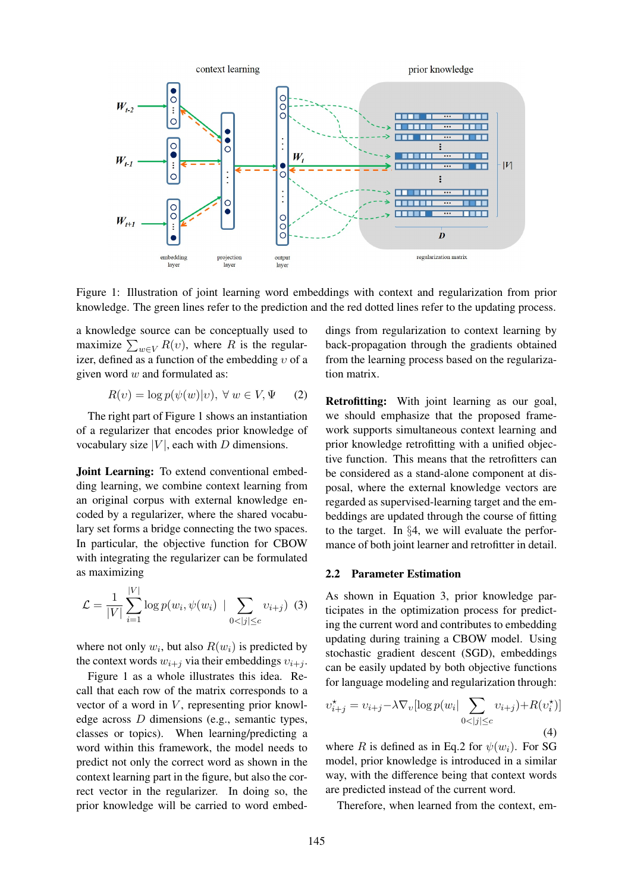Figure 1: Illustration of joint learning word embeddings with context and regularization from prior knowledge. The green lines refer to the prediction and the red dotted lines refer to the updating process.

a knowledge source can be conceptually used to maximize $\sum_{w \in V} R(\upsilon)$, where $R$ is the regularizer, defined as a function of the embedding $\upsilon$ of a given word $w$ and formulated as:

$$R(\upsilon) = \log p(\psi(w)|\upsilon), \ \forall \ w \in V, \Psi \quad (2)$$

The right part of Figure 1 shows an instantiation of a regularizer that encodes prior knowledge of vocabulary size $|V|$, each with $D$ dimensions.

**Joint Learning:** To extend conventional embedding learning, we combine context learning from an original corpus with external knowledge encoded by a regularizer, where the shared vocabulary set forms a bridge connecting the two spaces. In particular, the objective function for CBOW with integrating the regularizer can be formulated as maximizing

$$\mathcal{L} = \frac{1}{|V|} \sum_{i=1}^{|V|} \log p(w_i, \psi(w_i) \ | \sum_{0<|j|\leq c} \upsilon_{i+j}) \quad (3)$$

where not only $w_i$, but also $R(w_i)$ is predicted by the context words $w_{i+j}$ via their embeddings $\upsilon_{i+j}$.

Figure 1 as a whole illustrates this idea. Recall that each row of the matrix corresponds to a vector of a word in $V$, representing prior knowledge across $D$ dimensions (e.g., semantic types, classes or topics). When learning/predicting a word within this framework, the model needs to predict not only the correct word as shown in the context learning part in the figure, but also the correct vector in the regularizer. In doing so, the prior knowledge will be carried to word embeddings from regularization to context learning by back-propagation through the gradients obtained from the learning process based on the regularization matrix.

**Retrofitting:** With joint learning as our goal, we should emphasize that the proposed framework supports simultaneous context learning and prior knowledge retrofitting with a unified objective function. This means that the retrofitters can be considered as a stand-alone component at disposal, where the external knowledge vectors are regarded as supervised-learning target and the embeddings are updated through the course of fitting to the target. In §4, we will evaluate the performance of both joint learner and retrofitter in detail.

## 2.2 Parameter Estimation

As shown in Equation 3, prior knowledge participates in the optimization process for predicting the current word and contributes to embedding updating during training a CBOW model. Using stochastic gradient descent (SGD), embeddings can be easily updated by both objective functions for language modeling and regularization through:

$$\upsilon^{\star}_{i+j} = \upsilon_{i+j} - \lambda \nabla_{\upsilon} [\log p(w_i | \sum_{0<|j|\leq c} \upsilon_{i+j}) + R(\upsilon^{\star}_i)] \quad (4)$$

where $R$ is defined as in Eq.2 for $\psi(w_i)$. For SG model, prior knowledge is introduced in a similar way, with the difference being that context words are predicted instead of the current word.

Therefore, when learned from the context, em-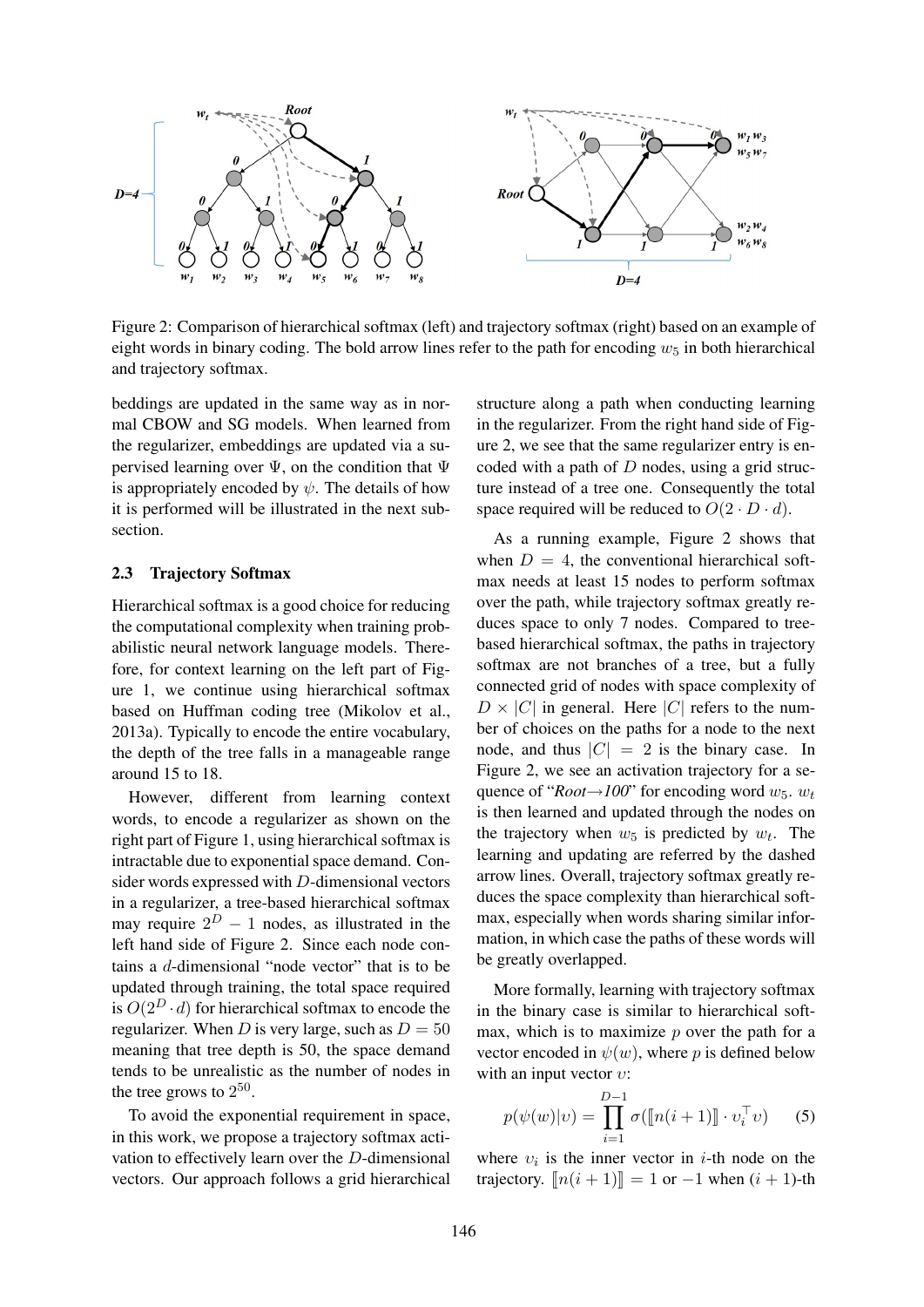Figure 2: Comparison of hierarchical softmax (left) and trajectory softmax (right) based on an example of eight words in binary coding. The bold arrow lines refer to the path for encoding $w_5$ in both hierarchical and trajectory softmax.

beddings are updated in the same way as in normal CBOW and SG models. When learned from the regularizer, embeddings are updated via a supervised learning over $\Psi$, on the condition that $\Psi$ is appropriately encoded by $\psi$. The details of how it is performed will be illustrated in the next subsection.

### 2.3 Trajectory Softmax

Hierarchical softmax is a good choice for reducing the computational complexity when training probabilistic neural network language models. Therefore, for context learning on the left part of Figure 1, we continue using hierarchical softmax based on Huffman coding tree (Mikolov et al., 2013a). Typically to encode the entire vocabulary, the depth of the tree falls in a manageable range around 15 to 18.

However, different from learning context words, to encode a regularizer as shown on the right part of Figure 1, using hierarchical softmax is intractable due to exponential space demand. Consider words expressed with $D$-dimensional vectors in a regularizer, a tree-based hierarchical softmax may require $2^D - 1$ nodes, as illustrated in the left hand side of Figure 2. Since each node contains a $d$-dimensional "node vector" that is to be updated through training, the total space required is $O(2^D \cdot d)$ for hierarchical softmax to encode the regularizer. When $D$ is very large, such as $D = 50$ meaning that tree depth is 50, the space demand tends to be unrealistic as the number of nodes in the tree grows to $2^{50}$.

To avoid the exponential requirement in space, in this work, we propose a trajectory softmax activation to effectively learn over the $D$-dimensional vectors. Our approach follows a grid hierarchical structure along a path when conducting learning in the regularizer. From the right hand side of Figure 2, we see that the same regularizer entry is encoded with a path of $D$ nodes, using a grid structure instead of a tree one. Consequently the total space required will be reduced to $O(2 \cdot D \cdot d)$.

As a running example, Figure 2 shows that when $D = 4$, the conventional hierarchical softmax needs at least 15 nodes to perform softmax over the path, while trajectory softmax greatly reduces space to only 7 nodes. Compared to tree-based hierarchical softmax, the paths in trajectory softmax are not branches of a tree, but a fully connected grid of nodes with space complexity of $D \times |C|$ in general. Here $|C|$ refers to the number of choices on the paths for a node to the next node, and thus $|C| = 2$ is the binary case. In Figure 2, we see an activation trajectory for a sequence of "*Root→100*" for encoding word $w_5$. $w_t$ is then learned and updated through the nodes on the trajectory when $w_5$ is predicted by $w_t$. The learning and updating are referred by the dashed arrow lines. Overall, trajectory softmax greatly reduces the space complexity than hierarchical softmax, especially when words sharing similar information, in which case the paths of these words will be greatly overlapped.

More formally, learning with trajectory softmax in the binary case is similar to hierarchical softmax, which is to maximize $p$ over the path for a vector encoded in $\psi(w)$, where $p$ is defined below with an input vector $\upsilon$:

$$p(\psi(w)|\upsilon) = \prod_{i=1}^{D-1} \sigma([\![n(i+1)]\!] \cdot \upsilon_i^\top \upsilon) \quad (5)$$

where $\upsilon_i$ is the inner vector in $i$-th node on the trajectory. $[\![n(i+1)]\!] = 1$ or $-1$ when $(i+1)$-th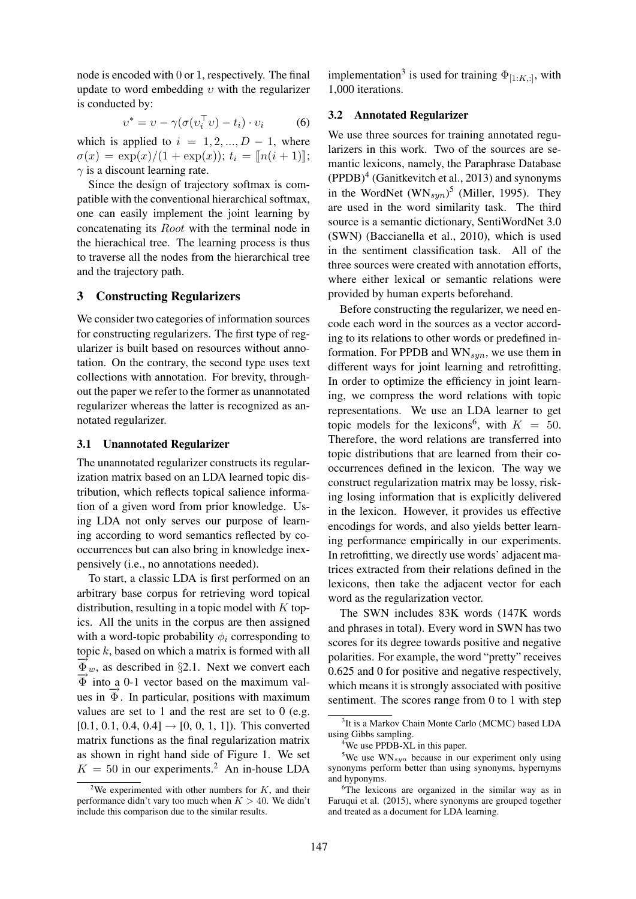node is encoded with 0 or 1, respectively. The final update to word embedding $\upsilon$ with the regularizer is conducted by:

$$\upsilon^* = \upsilon - \gamma(\sigma(\upsilon_i^\top \upsilon) - t_i) \cdot \upsilon_i \tag{6}$$

which is applied to $i = 1, 2, ..., D-1$, where $\sigma(x) = \exp(x)/(1+\exp(x))$; $t_i = [\![n(i+1)]\!]$; $\gamma$ is a discount learning rate.

Since the design of trajectory softmax is compatible with the conventional hierarchical softmax, one can easily implement the joint learning by concatenating its *Root* with the terminal node in the hierachical tree. The learning process is thus to traverse all the nodes from the hierarchical tree and the trajectory path.

## 3 Constructing Regularizers

We consider two categories of information sources for constructing regularizers. The first type of regularizer is built based on resources without annotation. On the contrary, the second type uses text collections with annotation. For brevity, throughout the paper we refer to the former as unannotated regularizer whereas the latter is recognized as annotated regularizer.

### 3.1 Unannotated Regularizer

The unannotated regularizer constructs its regularization matrix based on an LDA learned topic distribution, which reflects topical salience information of a given word from prior knowledge. Using LDA not only serves our purpose of learning according to word semantics reflected by cooccurrences but can also bring in knowledge inexpensively (i.e., no annotations needed).

To start, a classic LDA is first performed on an arbitrary base corpus for retrieving word topical distribution, resulting in a topic model with $K$ topics. All the units in the corpus are then assigned with a word-topic probability $\phi_i$ corresponding to topic $k$, based on which a matrix is formed with all $\overrightarrow{\Phi}_w$, as described in §2.1. Next we convert each $\overrightarrow{\Phi}$ into a 0-1 vector based on the maximum values in $\overrightarrow{\Phi}$. In particular, positions with maximum values are set to 1 and the rest are set to 0 (e.g. [0.1, 0.1, 0.4, 0.4] → [0, 0, 1, 1]). This converted matrix functions as the final regularization matrix as shown in right hand side of Figure 1. We set $K = 50$ in our experiments.[2] An in-house LDA implementation[3] is used for training $\Phi_{[1:K,:]}$, with 1,000 iterations.

### 3.2 Annotated Regularizer

We use three sources for training annotated regularizers in this work. Two of the sources are semantic lexicons, namely, the Paraphrase Database (PPDB)[4] (Ganitkevitch et al., 2013) and synonyms in the WordNet ($\text{WN}_{syn}$)[5] (Miller, 1995). They are used in the word similarity task. The third source is a semantic dictionary, SentiWordNet 3.0 (SWN) (Baccianella et al., 2010), which is used in the sentiment classification task. All of the three sources were created with annotation efforts, where either lexical or semantic relations were provided by human experts beforehand.

Before constructing the regularizer, we need encode each word in the sources as a vector according to its relations to other words or predefined information. For PPDB and $\text{WN}_{syn}$, we use them in different ways for joint learning and retrofitting. In order to optimize the efficiency in joint learning, we compress the word relations with topic representations. We use an LDA learner to get topic models for the lexicons[6], with $K = 50$. Therefore, the word relations are transferred into topic distributions that are learned from their cooccurrences defined in the lexicon. The way we construct regularization matrix may be lossy, risking losing information that is explicitly delivered in the lexicon. However, it provides us effective encodings for words, and also yields better learning performance empirically in our experiments. In retrofitting, we directly use words' adjacent matrices extracted from their relations defined in the lexicons, then take the adjacent vector for each word as the regularization vector.

The SWN includes 83K words (147K words and phrases in total). Every word in SWN has two scores for its degree towards positive and negative polarities. For example, the word "pretty" receives 0.625 and 0 for positive and negative respectively, which means it is strongly associated with positive sentiment. The scores range from 0 to 1 with step

---

[2] We experimented with other numbers for $K$, and their performance didn't vary too much when $K > 40$. We didn't include this comparison due to the similar results.

[3] It is a Markov Chain Monte Carlo (MCMC) based LDA using Gibbs sampling.

[4] We use PPDB-XL in this paper.

[5] We use $\text{WN}_{syn}$ because in our experiment only using synonyms perform better than using synonyms, hypernyms and hyponyms.

[6] The lexicons are organized in the similar way as in Faruqui et al. (2015), where synonyms are grouped together and treated as a document for LDA learning.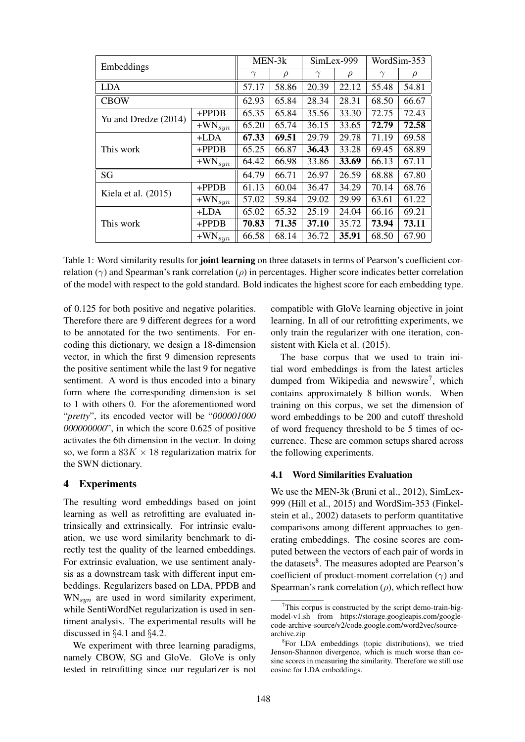| Embeddings | | MEN-3k | | SimLex-999 | | WordSim-353 | |
|---|---|---|---|---|---|---|---|
| | | $\gamma$ | $\rho$ | $\gamma$ | $\rho$ | $\gamma$ | $\rho$ |
| LDA | | 57.17 | 58.86 | 20.39 | 22.12 | 55.48 | 54.81 |
| CBOW | | 62.93 | 65.84 | 28.34 | 28.31 | 68.50 | 66.67 |
| Yu and Dredze (2014) | +PPDB | 65.35 | 65.84 | 35.56 | 33.30 | 72.75 | 72.43 |
| | +WN$_{syn}$ | 65.20 | 65.74 | 36.15 | 33.65 | **72.79** | **72.58** |
| This work | +LDA | **67.33** | **69.51** | 29.79 | 29.78 | 71.19 | 69.58 |
| | +PPDB | 65.25 | 66.87 | **36.43** | 33.28 | 69.45 | 68.89 |
| | +WN$_{syn}$ | 64.42 | 66.98 | 33.86 | **33.69** | 66.13 | 67.11 |
| SG | | 64.79 | 66.71 | 26.97 | 26.59 | 68.88 | 67.80 |
| Kiela et al. (2015) | +PPDB | 61.13 | 60.04 | 36.47 | 34.29 | 70.14 | 68.76 |
| | +WN$_{syn}$ | 57.02 | 59.84 | 29.02 | 29.99 | 63.61 | 61.22 |
| This work | +LDA | 65.02 | 65.32 | 25.19 | 24.04 | 66.16 | 69.21 |
| | +PPDB | **70.83** | **71.35** | **37.10** | 35.72 | **73.94** | **73.11** |
| | +WN$_{syn}$ | 66.58 | 68.14 | 36.72 | **35.91** | 68.50 | 67.90 |

Table 1: Word similarity results for **joint learning** on three datasets in terms of Pearson's coefficient correlation ($\gamma$) and Spearman's rank correlation ($\rho$) in percentages. Higher score indicates better correlation of the model with respect to the gold standard. Bold indicates the highest score for each embedding type.

of 0.125 for both positive and negative polarities. Therefore there are 9 different degrees for a word to be annotated for the two sentiments. For encoding this dictionary, we design a 18-dimension vector, in which the first 9 dimension represents the positive sentiment while the last 9 for negative sentiment. A word is thus encoded into a binary form where the corresponding dimension is set to 1 with others 0. For the aforementioned word "*pretty*", its encoded vector will be "*000001000 000000000*", in which the score 0.625 of positive activates the 6th dimension in the vector. In doing so, we form a $83K \times 18$ regularization matrix for the SWN dictionary.

## 4 Experiments

The resulting word embeddings based on joint learning as well as retrofitting are evaluated intrinsically and extrinsically. For intrinsic evaluation, we use word similarity benchmark to directly test the quality of the learned embeddings. For extrinsic evaluation, we use sentiment analysis as a downstream task with different input embeddings. Regularizers based on LDA, PPDB and WN$_{syn}$ are used in word similarity experiment, while SentiWordNet regularization is used in sentiment analysis. The experimental results will be discussed in §4.1 and §4.2.

We experiment with three learning paradigms, namely CBOW, SG and GloVe. GloVe is only tested in retrofitting since our regularizer is not compatible with GloVe learning objective in joint learning. In all of our retrofitting experiments, we only train the regularizer with one iteration, consistent with Kiela et al. (2015).

The base corpus that we used to train initial word embeddings is from the latest articles dumped from Wikipedia and newswire[7], which contains approximately 8 billion words. When training on this corpus, we set the dimension of word embeddings to be 200 and cutoff threshold of word frequency threshold to be 5 times of occurrence. These are common setups shared across the following experiments.

### 4.1 Word Similarities Evaluation

We use the MEN-3k (Bruni et al., 2012), SimLex-999 (Hill et al., 2015) and WordSim-353 (Finkelstein et al., 2002) datasets to perform quantitative comparisons among different approaches to generating embeddings. The cosine scores are computed between the vectors of each pair of words in the datasets[8]. The measures adopted are Pearson's coefficient of product-moment correlation ($\gamma$) and Spearman's rank correlation ($\rho$), which reflect how

[7] This corpus is constructed by the script demo-train-big-model-v1.sh from https://storage.googleapis.com/google-code-archive-source/v2/code.google.com/word2vec/source-archive.zip

[8] For LDA embeddings (topic distributions), we tried Jenson-Shannon divergence, which is much worse than cosine scores in measuring the similarity. Therefore we still use cosine for LDA embeddings.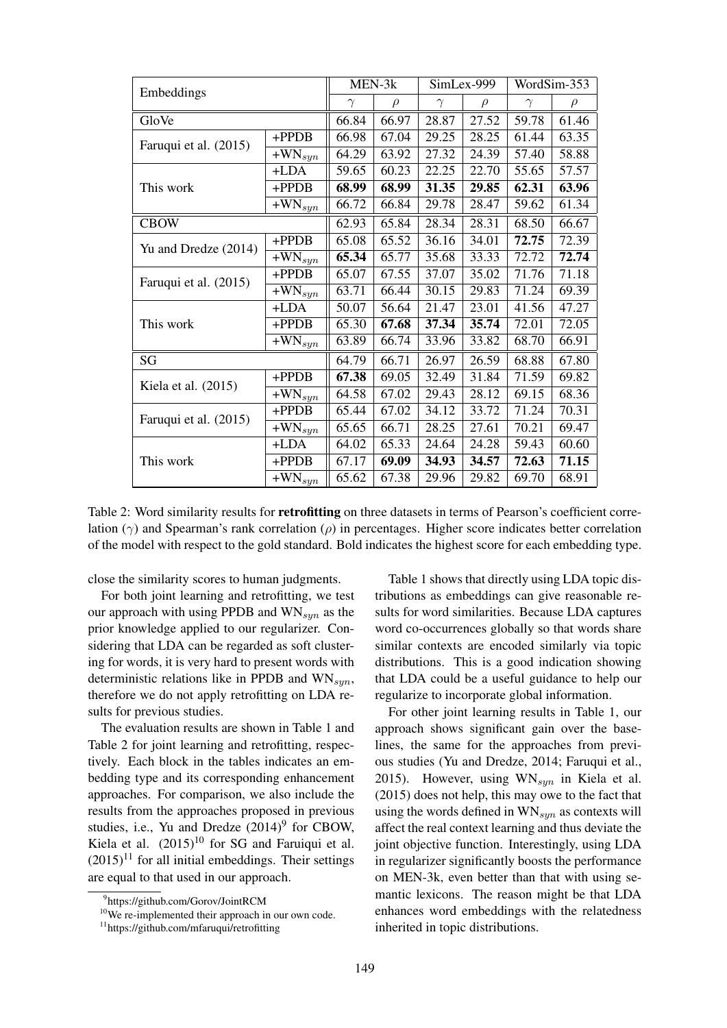| Embeddings | | MEN-3k | | SimLex-999 | | WordSim-353 | |
|---|---|---|---|---|---|---|---|
| | | $\gamma$ | $\rho$ | $\gamma$ | $\rho$ | $\gamma$ | $\rho$ |
| GloVe | | 66.84 | 66.97 | 28.87 | 27.52 | 59.78 | 61.46 |
| Faruqui et al. (2015) | +PPDB | 66.98 | 67.04 | 29.25 | 28.25 | 61.44 | 63.35 |
| | +WN$_{syn}$ | 64.29 | 63.92 | 27.32 | 24.39 | 57.40 | 58.88 |
| This work | +LDA | 59.65 | 60.23 | 22.25 | 22.70 | 55.65 | 57.57 |
| | +PPDB | **68.99** | **68.99** | **31.35** | **29.85** | **62.31** | **63.96** |
| | +WN$_{syn}$ | 66.72 | 66.84 | 29.78 | 28.47 | 59.62 | 61.34 |
| CBOW | | 62.93 | 65.84 | 28.34 | 28.31 | 68.50 | 66.67 |
| Yu and Dredze (2014) | +PPDB | 65.08 | 65.52 | 36.16 | 34.01 | **72.75** | 72.39 |
| | +WN$_{syn}$ | **65.34** | 65.77 | 35.68 | 33.33 | 72.72 | **72.74** |
| Faruqui et al. (2015) | +PPDB | 65.07 | 67.55 | 37.07 | 35.02 | 71.76 | 71.18 |
| | +WN$_{syn}$ | 63.71 | 66.44 | 30.15 | 29.83 | 71.24 | 69.39 |
| This work | +LDA | 50.07 | 56.64 | 21.47 | 23.01 | 41.56 | 47.27 |
| | +PPDB | 65.30 | **67.68** | **37.34** | **35.74** | 72.01 | 72.05 |
| | +WN$_{syn}$ | 63.89 | 66.74 | 33.96 | 33.82 | 68.70 | 66.91 |
| SG | | 64.79 | 66.71 | 26.97 | 26.59 | 68.88 | 67.80 |
| Kiela et al. (2015) | +PPDB | **67.38** | 69.05 | 32.49 | 31.84 | 71.59 | 69.82 |
| | +WN$_{syn}$ | 64.58 | 67.02 | 29.43 | 28.12 | 69.15 | 68.36 |
| Faruqui et al. (2015) | +PPDB | 65.44 | 67.02 | 34.12 | 33.72 | 71.24 | 70.31 |
| | +WN$_{syn}$ | 65.65 | 66.71 | 28.25 | 27.61 | 70.21 | 69.47 |
| This work | +LDA | 64.02 | 65.33 | 24.64 | 24.28 | 59.43 | 60.60 |
| | +PPDB | 67.17 | **69.09** | **34.93** | **34.57** | **72.63** | **71.15** |
| | +WN$_{syn}$ | 65.62 | 67.38 | 29.96 | 29.82 | 69.70 | 68.91 |

Table 2: Word similarity results for **retrofitting** on three datasets in terms of Pearson's coefficient correlation ($\gamma$) and Spearman's rank correlation ($\rho$) in percentages. Higher score indicates better correlation of the model with respect to the gold standard. Bold indicates the highest score for each embedding type.

close the similarity scores to human judgments.

For both joint learning and retrofitting, we test our approach with using PPDB and WN$_{syn}$ as the prior knowledge applied to our regularizer. Considering that LDA can be regarded as soft clustering for words, it is very hard to present words with deterministic relations like in PPDB and WN$_{syn}$, therefore we do not apply retrofitting on LDA results for previous studies.

The evaluation results are shown in Table 1 and Table 2 for joint learning and retrofitting, respectively. Each block in the tables indicates an embedding type and its corresponding enhancement approaches. For comparison, we also include the results from the approaches proposed in previous studies, i.e., Yu and Dredze (2014)[9] for CBOW, Kiela et al. (2015)[10] for SG and Faruiqui et al. (2015)[11] for all initial embeddings. Their settings are equal to that used in our approach.

[9] https://github.com/Gorov/JointRCM

[10] We re-implemented their approach in our own code.

[11] https://github.com/mfaruqui/retrofitting

Table 1 shows that directly using LDA topic distributions as embeddings can give reasonable results for word similarities. Because LDA captures word co-occurrences globally so that words share similar contexts are encoded similarly via topic distributions. This is a good indication showing that LDA could be a useful guidance to help our regularize to incorporate global information.

For other joint learning results in Table 1, our approach shows significant gain over the baselines, the same for the approaches from previous studies (Yu and Dredze, 2014; Faruqui et al., 2015). However, using WN$_{syn}$ in Kiela et al. (2015) does not help, this may owe to the fact that using the words defined in WN$_{syn}$ as contexts will affect the real context learning and thus deviate the joint objective function. Interestingly, using LDA in regularizer significantly boosts the performance on MEN-3k, even better than that with using semantic lexicons. The reason might be that LDA enhances word embeddings with the relatedness inherited in topic distributions.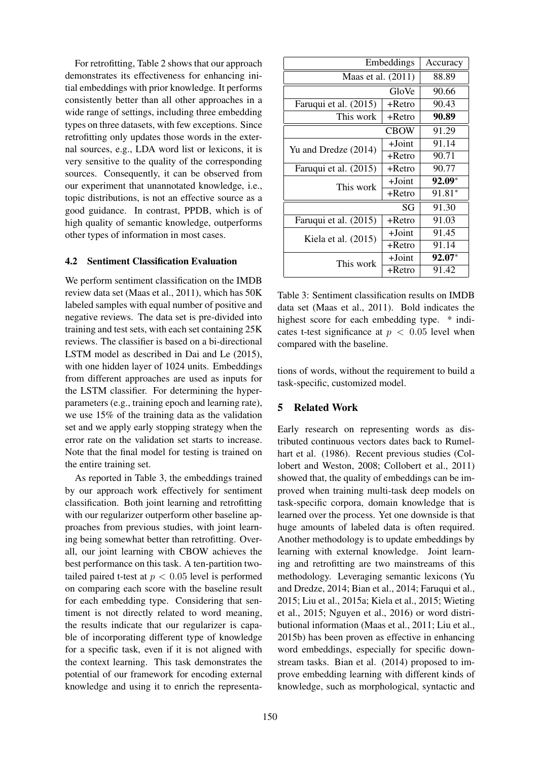For retrofitting, Table 2 shows that our approach demonstrates its effectiveness for enhancing initial embeddings with prior knowledge. It performs consistently better than all other approaches in a wide range of settings, including three embedding types on three datasets, with few exceptions. Since retrofitting only updates those words in the external sources, e.g., LDA word list or lexicons, it is very sensitive to the quality of the corresponding sources. Consequently, it can be observed from our experiment that unannotated knowledge, i.e., topic distributions, is not an effective source as a good guidance. In contrast, PPDB, which is of high quality of semantic knowledge, outperforms other types of information in most cases.

### 4.2 Sentiment Classification Evaluation

We perform sentiment classification on the IMDB review data set (Maas et al., 2011), which has 50K labeled samples with equal number of positive and negative reviews. The data set is pre-divided into training and test sets, with each set containing 25K reviews. The classifier is based on a bi-directional LSTM model as described in Dai and Le (2015), with one hidden layer of 1024 units. Embeddings from different approaches are used as inputs for the LSTM classifier. For determining the hyperparameters (e.g., training epoch and learning rate), we use 15% of the training data as the validation set and we apply early stopping strategy when the error rate on the validation set starts to increase. Note that the final model for testing is trained on the entire training set.

As reported in Table 3, the embeddings trained by our approach work effectively for sentiment classification. Both joint learning and retrofitting with our regularizer outperform other baseline approaches from previous studies, with joint learning being somewhat better than retrofitting. Overall, our joint learning with CBOW achieves the best performance on this task. A ten-partition two-tailed paired t-test at $p < 0.05$ level is performed on comparing each score with the baseline result for each embedding type. Considering that sentiment is not directly related to word meaning, the results indicate that our regularizer is capable of incorporating different type of knowledge for a specific task, even if it is not aligned with the context learning. This task demonstrates the potential of our framework for encoding external knowledge and using it to enrich the representations of words, without the requirement to build a task-specific, customized model.

| Embeddings | | Accuracy |
|---|---|---|
| Maas et al. (2011) | | 88.89 |
| | GloVe | 90.66 |
| Faruqui et al. (2015) | +Retro | 90.43 |
| This work | +Retro | **90.89** |
| | CBOW | 91.29 |
| Yu and Dredze (2014) | +Joint | 91.14 |
| | +Retro | 90.71 |
| Faruqui et al. (2015) | +Retro | 90.77 |
| This work | +Joint | **92.09**$^*$ |
| | +Retro | 91.81$^*$ |
| | SG | 91.30 |
| Faruqui et al. (2015) | +Retro | 91.03 |
| Kiela et al. (2015) | +Joint | 91.45 |
| | +Retro | 91.14 |
| This work | +Joint | **92.07**$^*$ |
| | +Retro | 91.42 |

Table 3: Sentiment classification results on IMDB data set (Maas et al., 2011). Bold indicates the highest score for each embedding type. * indicates t-test significance at $p < 0.05$ level when compared with the baseline.

## 5 Related Work

Early research on representing words as distributed continuous vectors dates back to Rumelhart et al. (1986). Recent previous studies (Collobert and Weston, 2008; Collobert et al., 2011) showed that, the quality of embeddings can be improved when training multi-task deep models on task-specific corpora, domain knowledge that is learned over the process. Yet one downside is that huge amounts of labeled data is often required. Another methodology is to update embeddings by learning with external knowledge. Joint learning and retrofitting are two mainstreams of this methodology. Leveraging semantic lexicons (Yu and Dredze, 2014; Bian et al., 2014; Faruqui et al., 2015; Liu et al., 2015a; Kiela et al., 2015; Wieting et al., 2015; Nguyen et al., 2016) or word distributional information (Maas et al., 2011; Liu et al., 2015b) has been proven as effective in enhancing word embeddings, especially for specific downstream tasks. Bian et al. (2014) proposed to improve embedding learning with different kinds of knowledge, such as morphological, syntactic and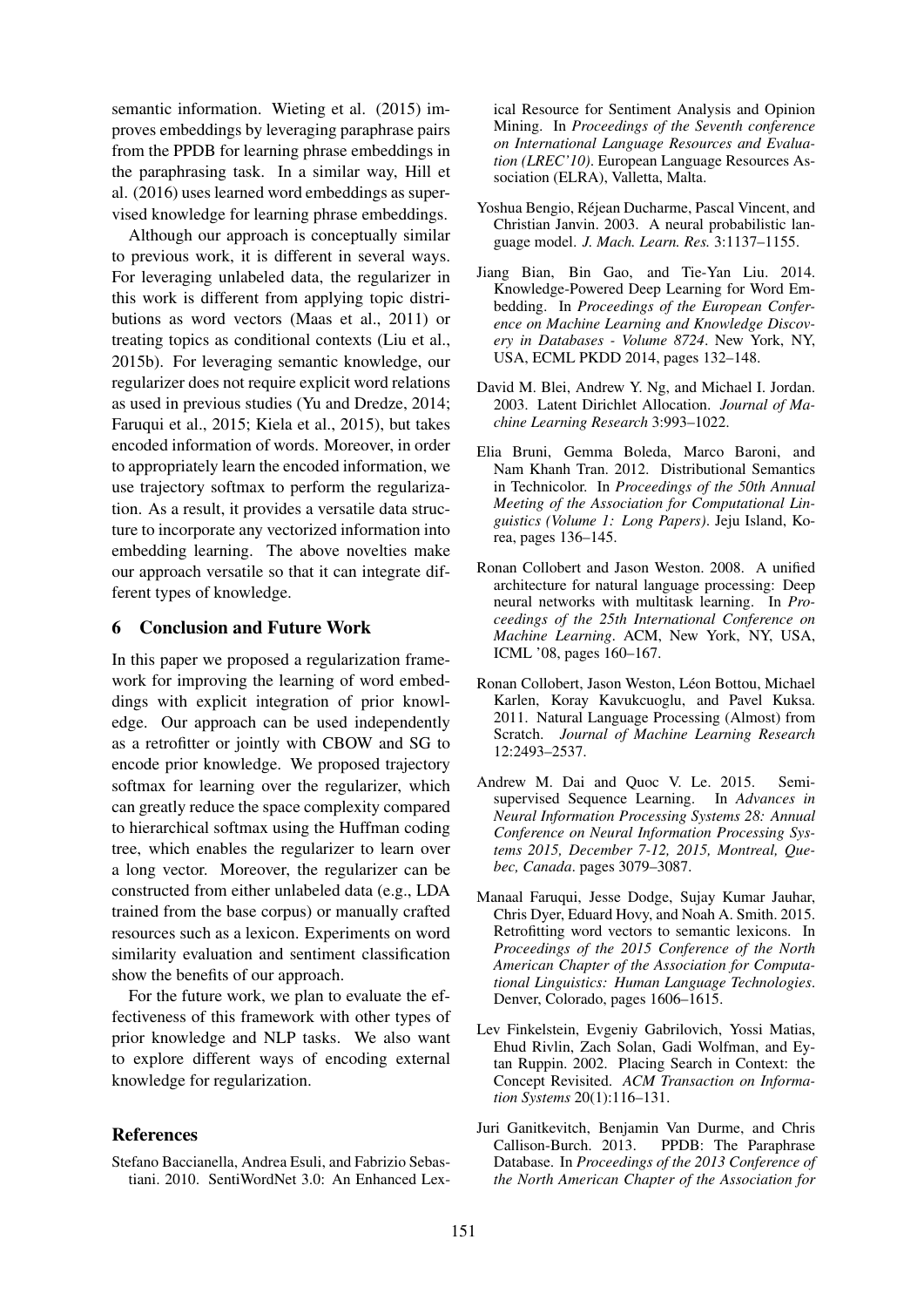semantic information. Wieting et al. (2015) improves embeddings by leveraging paraphrase pairs from the PPDB for learning phrase embeddings in the paraphrasing task. In a similar way, Hill et al. (2016) uses learned word embeddings as supervised knowledge for learning phrase embeddings.

Although our approach is conceptually similar to previous work, it is different in several ways. For leveraging unlabeled data, the regularizer in this work is different from applying topic distributions as word vectors (Maas et al., 2011) or treating topics as conditional contexts (Liu et al., 2015b). For leveraging semantic knowledge, our regularizer does not require explicit word relations as used in previous studies (Yu and Dredze, 2014; Faruqui et al., 2015; Kiela et al., 2015), but takes encoded information of words. Moreover, in order to appropriately learn the encoded information, we use trajectory softmax to perform the regularization. As a result, it provides a versatile data structure to incorporate any vectorized information into embedding learning. The above novelties make our approach versatile so that it can integrate different types of knowledge.

## 6 Conclusion and Future Work

In this paper we proposed a regularization framework for improving the learning of word embeddings with explicit integration of prior knowledge. Our approach can be used independently as a retrofitter or jointly with CBOW and SG to encode prior knowledge. We proposed trajectory softmax for learning over the regularizer, which can greatly reduce the space complexity compared to hierarchical softmax using the Huffman coding tree, which enables the regularizer to learn over a long vector. Moreover, the regularizer can be constructed from either unlabeled data (e.g., LDA trained from the base corpus) or manually crafted resources such as a lexicon. Experiments on word similarity evaluation and sentiment classification show the benefits of our approach.

For the future work, we plan to evaluate the effectiveness of this framework with other types of prior knowledge and NLP tasks. We also want to explore different ways of encoding external knowledge for regularization.

## References

Stefano Baccianella, Andrea Esuli, and Fabrizio Sebastiani. 2010. SentiWordNet 3.0: An Enhanced Lexical Resource for Sentiment Analysis and Opinion Mining. In *Proceedings of the Seventh conference on International Language Resources and Evaluation (LREC'10)*. European Language Resources Association (ELRA), Valletta, Malta.

Yoshua Bengio, Réjean Ducharme, Pascal Vincent, and Christian Janvin. 2003. A neural probabilistic language model. *J. Mach. Learn. Res.* 3:1137–1155.

Jiang Bian, Bin Gao, and Tie-Yan Liu. 2014. Knowledge-Powered Deep Learning for Word Embedding. In *Proceedings of the European Conference on Machine Learning and Knowledge Discovery in Databases - Volume 8724*. New York, NY, USA, ECML PKDD 2014, pages 132–148.

David M. Blei, Andrew Y. Ng, and Michael I. Jordan. 2003. Latent Dirichlet Allocation. *Journal of Machine Learning Research* 3:993–1022.

Elia Bruni, Gemma Boleda, Marco Baroni, and Nam Khanh Tran. 2012. Distributional Semantics in Technicolor. In *Proceedings of the 50th Annual Meeting of the Association for Computational Linguistics (Volume 1: Long Papers)*. Jeju Island, Korea, pages 136–145.

Ronan Collobert and Jason Weston. 2008. A unified architecture for natural language processing: Deep neural networks with multitask learning. In *Proceedings of the 25th International Conference on Machine Learning*. ACM, New York, NY, USA, ICML '08, pages 160–167.

Ronan Collobert, Jason Weston, Léon Bottou, Michael Karlen, Koray Kavukcuoglu, and Pavel Kuksa. 2011. Natural Language Processing (Almost) from Scratch. *Journal of Machine Learning Research* 12:2493–2537.

Andrew M. Dai and Quoc V. Le. 2015. Semi-supervised Sequence Learning. In *Advances in Neural Information Processing Systems 28: Annual Conference on Neural Information Processing Systems 2015, December 7-12, 2015, Montreal, Quebec, Canada*. pages 3079–3087.

Manaal Faruqui, Jesse Dodge, Sujay Kumar Jauhar, Chris Dyer, Eduard Hovy, and Noah A. Smith. 2015. Retrofitting word vectors to semantic lexicons. In *Proceedings of the 2015 Conference of the North American Chapter of the Association for Computational Linguistics: Human Language Technologies*. Denver, Colorado, pages 1606–1615.

Lev Finkelstein, Evgeniy Gabrilovich, Yossi Matias, Ehud Rivlin, Zach Solan, Gadi Wolfman, and Eytan Ruppin. 2002. Placing Search in Context: the Concept Revisited. *ACM Transaction on Information Systems* 20(1):116–131.

Juri Ganitkevitch, Benjamin Van Durme, and Chris Callison-Burch. 2013. PPDB: The Paraphrase Database. In *Proceedings of the 2013 Conference of the North American Chapter of the Association for*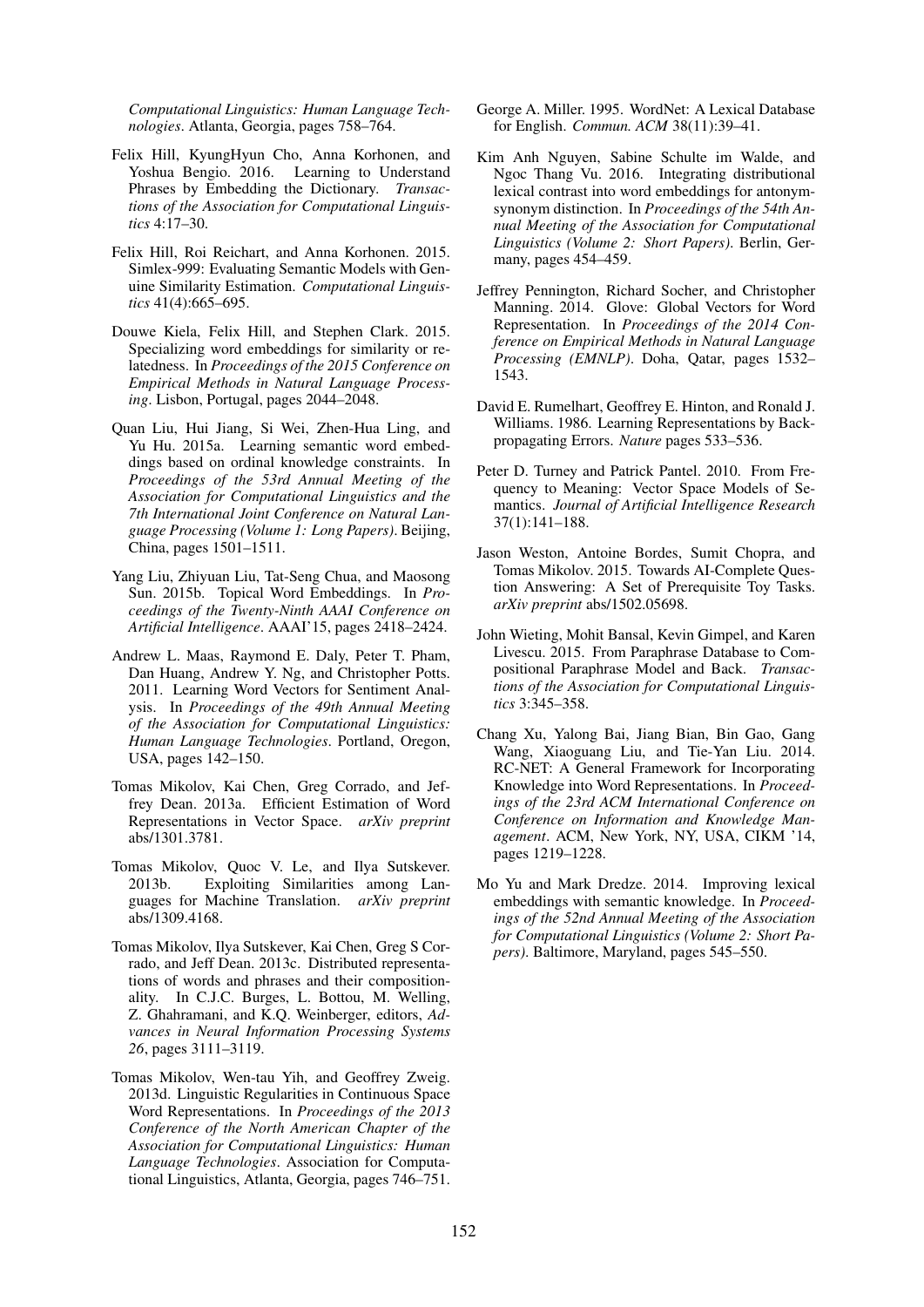*Computational Linguistics: Human Language Technologies*. Atlanta, Georgia, pages 758–764.

Felix Hill, KyungHyun Cho, Anna Korhonen, and Yoshua Bengio. 2016. Learning to Understand Phrases by Embedding the Dictionary. *Transactions of the Association for Computational Linguistics* 4:17–30.

Felix Hill, Roi Reichart, and Anna Korhonen. 2015. Simlex-999: Evaluating Semantic Models with Genuine Similarity Estimation. *Computational Linguistics* 41(4):665–695.

Douwe Kiela, Felix Hill, and Stephen Clark. 2015. Specializing word embeddings for similarity or relatedness. In *Proceedings of the 2015 Conference on Empirical Methods in Natural Language Processing*. Lisbon, Portugal, pages 2044–2048.

Quan Liu, Hui Jiang, Si Wei, Zhen-Hua Ling, and Yu Hu. 2015a. Learning semantic word embeddings based on ordinal knowledge constraints. In *Proceedings of the 53rd Annual Meeting of the Association for Computational Linguistics and the 7th International Joint Conference on Natural Language Processing (Volume 1: Long Papers)*. Beijing, China, pages 1501–1511.

Yang Liu, Zhiyuan Liu, Tat-Seng Chua, and Maosong Sun. 2015b. Topical Word Embeddings. In *Proceedings of the Twenty-Ninth AAAI Conference on Artificial Intelligence*. AAAI'15, pages 2418–2424.

Andrew L. Maas, Raymond E. Daly, Peter T. Pham, Dan Huang, Andrew Y. Ng, and Christopher Potts. 2011. Learning Word Vectors for Sentiment Analysis. In *Proceedings of the 49th Annual Meeting of the Association for Computational Linguistics: Human Language Technologies*. Portland, Oregon, USA, pages 142–150.

Tomas Mikolov, Kai Chen, Greg Corrado, and Jeffrey Dean. 2013a. Efficient Estimation of Word Representations in Vector Space. *arXiv preprint* abs/1301.3781.

Tomas Mikolov, Quoc V. Le, and Ilya Sutskever. 2013b. Exploiting Similarities among Languages for Machine Translation. *arXiv preprint* abs/1309.4168.

Tomas Mikolov, Ilya Sutskever, Kai Chen, Greg S Corrado, and Jeff Dean. 2013c. Distributed representations of words and phrases and their compositionality. In C.J.C. Burges, L. Bottou, M. Welling, Z. Ghahramani, and K.Q. Weinberger, editors, *Advances in Neural Information Processing Systems 26*, pages 3111–3119.

Tomas Mikolov, Wen-tau Yih, and Geoffrey Zweig. 2013d. Linguistic Regularities in Continuous Space Word Representations. In *Proceedings of the 2013 Conference of the North American Chapter of the Association for Computational Linguistics: Human Language Technologies*. Association for Computational Linguistics, Atlanta, Georgia, pages 746–751.

George A. Miller. 1995. WordNet: A Lexical Database for English. *Commun. ACM* 38(11):39–41.

Kim Anh Nguyen, Sabine Schulte im Walde, and Ngoc Thang Vu. 2016. Integrating distributional lexical contrast into word embeddings for antonym-synonym distinction. In *Proceedings of the 54th Annual Meeting of the Association for Computational Linguistics (Volume 2: Short Papers)*. Berlin, Germany, pages 454–459.

Jeffrey Pennington, Richard Socher, and Christopher Manning. 2014. Glove: Global Vectors for Word Representation. In *Proceedings of the 2014 Conference on Empirical Methods in Natural Language Processing (EMNLP)*. Doha, Qatar, pages 1532–1543.

David E. Rumelhart, Geoffrey E. Hinton, and Ronald J. Williams. 1986. Learning Representations by Backpropagating Errors. *Nature* pages 533–536.

Peter D. Turney and Patrick Pantel. 2010. From Frequency to Meaning: Vector Space Models of Semantics. *Journal of Artificial Intelligence Research* 37(1):141–188.

Jason Weston, Antoine Bordes, Sumit Chopra, and Tomas Mikolov. 2015. Towards AI-Complete Question Answering: A Set of Prerequisite Toy Tasks. *arXiv preprint* abs/1502.05698.

John Wieting, Mohit Bansal, Kevin Gimpel, and Karen Livescu. 2015. From Paraphrase Database to Compositional Paraphrase Model and Back. *Transactions of the Association for Computational Linguistics* 3:345–358.

Chang Xu, Yalong Bai, Jiang Bian, Bin Gao, Gang Wang, Xiaoguang Liu, and Tie-Yan Liu. 2014. RC-NET: A General Framework for Incorporating Knowledge into Word Representations. In *Proceedings of the 23rd ACM International Conference on Conference on Information and Knowledge Management*. ACM, New York, NY, USA, CIKM '14, pages 1219–1228.

Mo Yu and Mark Dredze. 2014. Improving lexical embeddings with semantic knowledge. In *Proceedings of the 52nd Annual Meeting of the Association for Computational Linguistics (Volume 2: Short Papers)*. Baltimore, Maryland, pages 545–550.